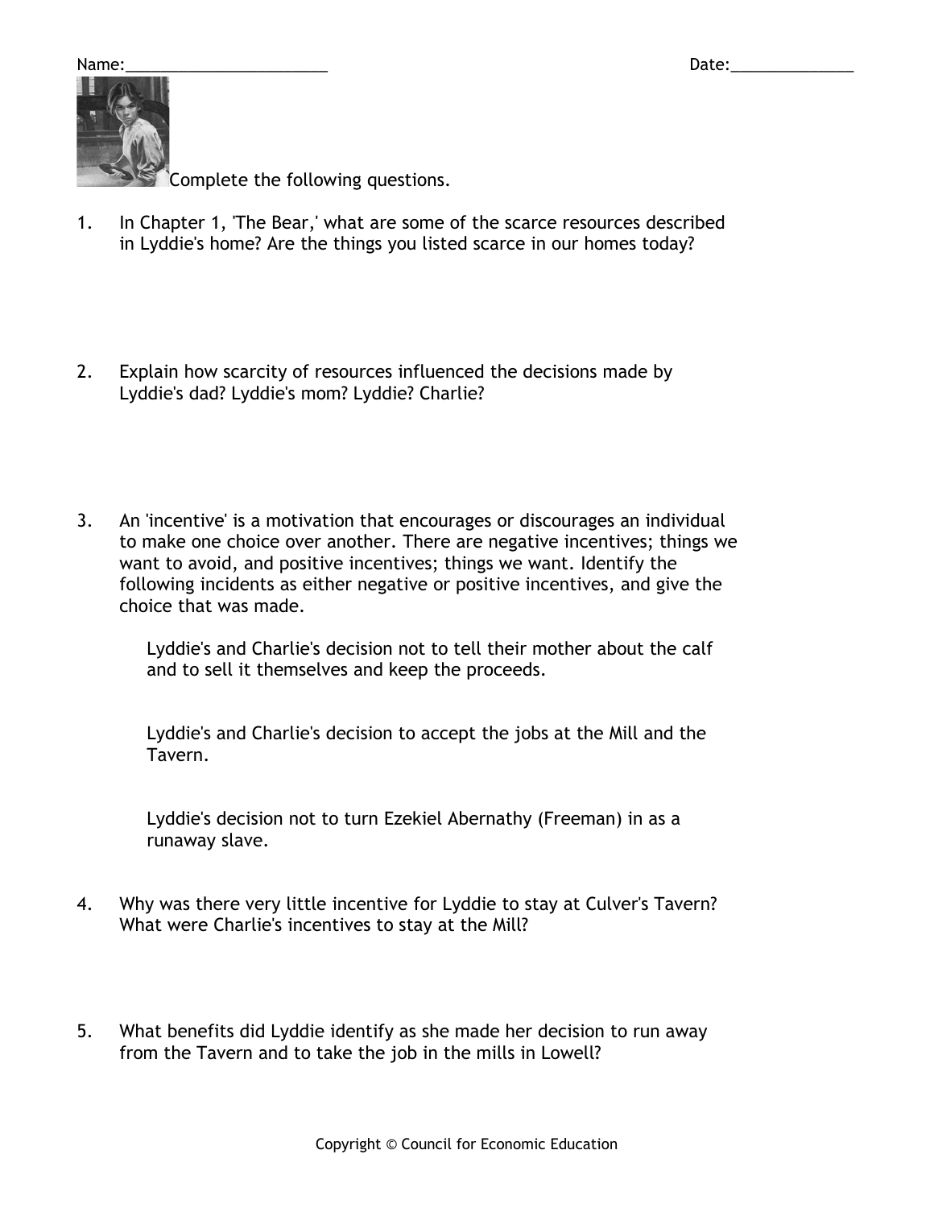Name:_______________________ Date:______________

Complete the following questions.

1. In Chapter 1, 'The Bear,' what are some of the scarce resources described in Lyddie's home? Are the things you listed scarce in our homes today?

2. Explain how scarcity of resources influenced the decisions made by Lyddie's dad? Lyddie's mom? Lyddie? Charlie?

3. An 'incentive' is a motivation that encourages or discourages an individual to make one choice over another. There are negative incentives; things we want to avoid, and positive incentives; things we want. Identify the following incidents as either negative or positive incentives, and give the choice that was made.

   Lyddie's and Charlie's decision not to tell their mother about the calf and to sell it themselves and keep the proceeds.

   Lyddie's and Charlie's decision to accept the jobs at the Mill and the Tavern.

   Lyddie's decision not to turn Ezekiel Abernathy (Freeman) in as a runaway slave.

4. Why was there very little incentive for Lyddie to stay at Culver's Tavern? What were Charlie's incentives to stay at the Mill?

5. What benefits did Lyddie identify as she made her decision to run away from the Tavern and to take the job in the mills in Lowell?

Copyright © Council for Economic Education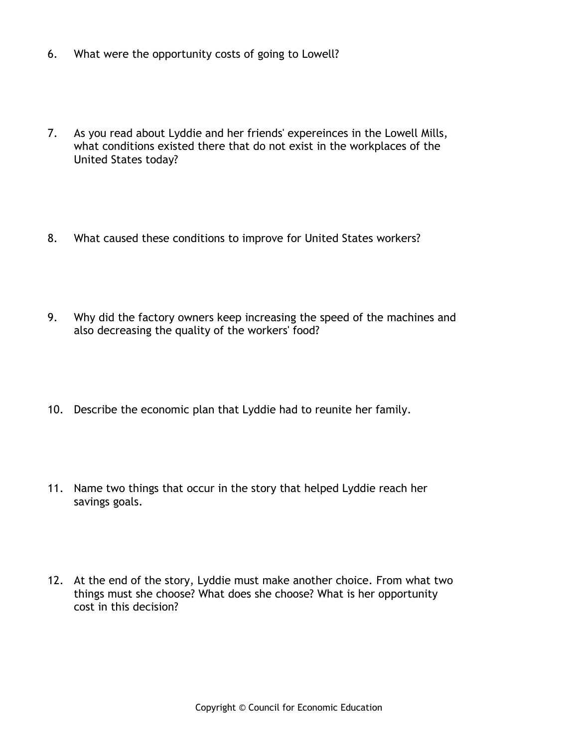6. What were the opportunity costs of going to Lowell?

7. As you read about Lyddie and her friends' expereinces in the Lowell Mills, what conditions existed there that do not exist in the workplaces of the United States today?

8. What caused these conditions to improve for United States workers?

9. Why did the factory owners keep increasing the speed of the machines and also decreasing the quality of the workers' food?

10. Describe the economic plan that Lyddie had to reunite her family.

11. Name two things that occur in the story that helped Lyddie reach her savings goals.

12. At the end of the story, Lyddie must make another choice. From what two things must she choose? What does she choose? What is her opportunity cost in this decision?

Copyright © Council for Economic Education